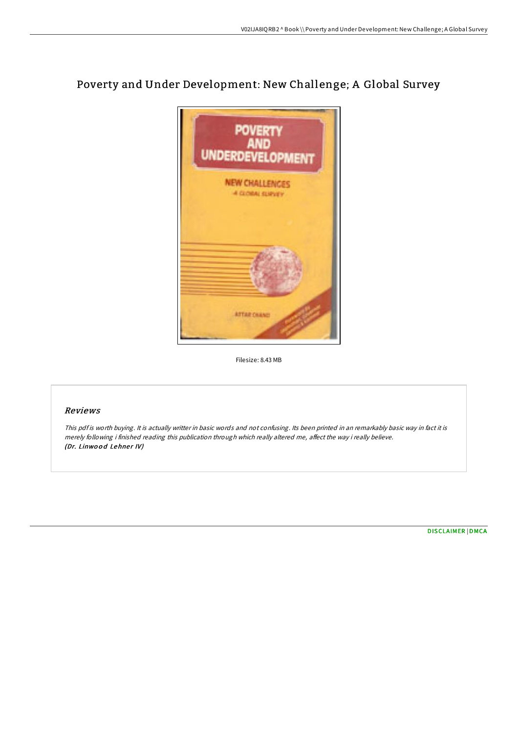# Poverty and Under Development: New Challenge; A Global Survey

Filesize: 8.43 MB

## Reviews

*This pdf is worth buying. It is actually writter in basic words and not confusing. Its been printed in an remarkably basic way in fact it is merely following i finished reading this publication through which really altered me, affect the way i really believe.*
*(Dr. Linwood Lehner IV)*

DISCLAIMER | DMCA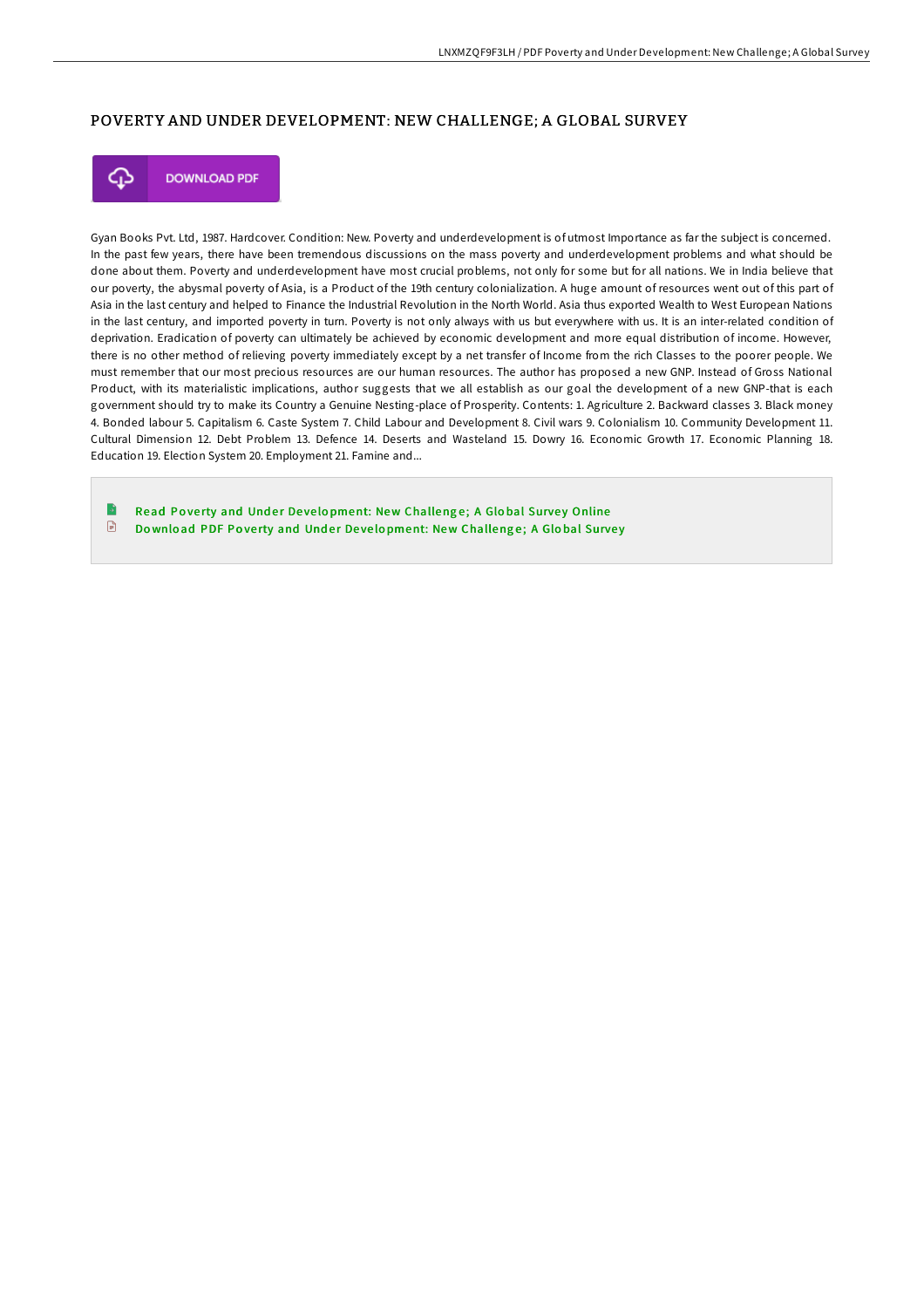## POVERTY AND UNDER DEVELOPMENT: NEW CHALLENGE; A GLOBAL SURVEY

DOWNLOAD PDF

Gyan Books Pvt. Ltd, 1987. Hardcover. Condition: New. Poverty and underdevelopment is of utmost Importance as far the subject is concerned. In the past few years, there have been tremendous discussions on the mass poverty and underdevelopment problems and what should be done about them. Poverty and underdevelopment have most crucial problems, not only for some but for all nations. We in India believe that our poverty, the abysmal poverty of Asia, is a Product of the 19th century colonialization. A huge amount of resources went out of this part of Asia in the last century and helped to Finance the Industrial Revolution in the North World. Asia thus exported Wealth to West European Nations in the last century, and imported poverty in turn. Poverty is not only always with us but everywhere with us. It is an inter-related condition of deprivation. Eradication of poverty can ultimately be achieved by economic development and more equal distribution of income. However, there is no other method of relieving poverty immediately except by a net transfer of Income from the rich Classes to the poorer people. We must remember that our most precious resources are our human resources. The author has proposed a new GNP. Instead of Gross National Product, with its materialistic implications, author suggests that we all establish as our goal the development of a new GNP-that is each government should try to make its Country a Genuine Nesting-place of Prosperity. Contents: 1. Agriculture 2. Backward classes 3. Black money 4. Bonded labour 5. Capitalism 6. Caste System 7. Child Labour and Development 8. Civil wars 9. Colonialism 10. Community Development 11. Cultural Dimension 12. Debt Problem 13. Defence 14. Deserts and Wasteland 15. Dowry 16. Economic Growth 17. Economic Planning 18. Education 19. Election System 20. Employment 21. Famine and...

- Read Poverty and Under Development: New Challenge; A Global Survey Online
- Download PDF Poverty and Under Development: New Challenge; A Global Survey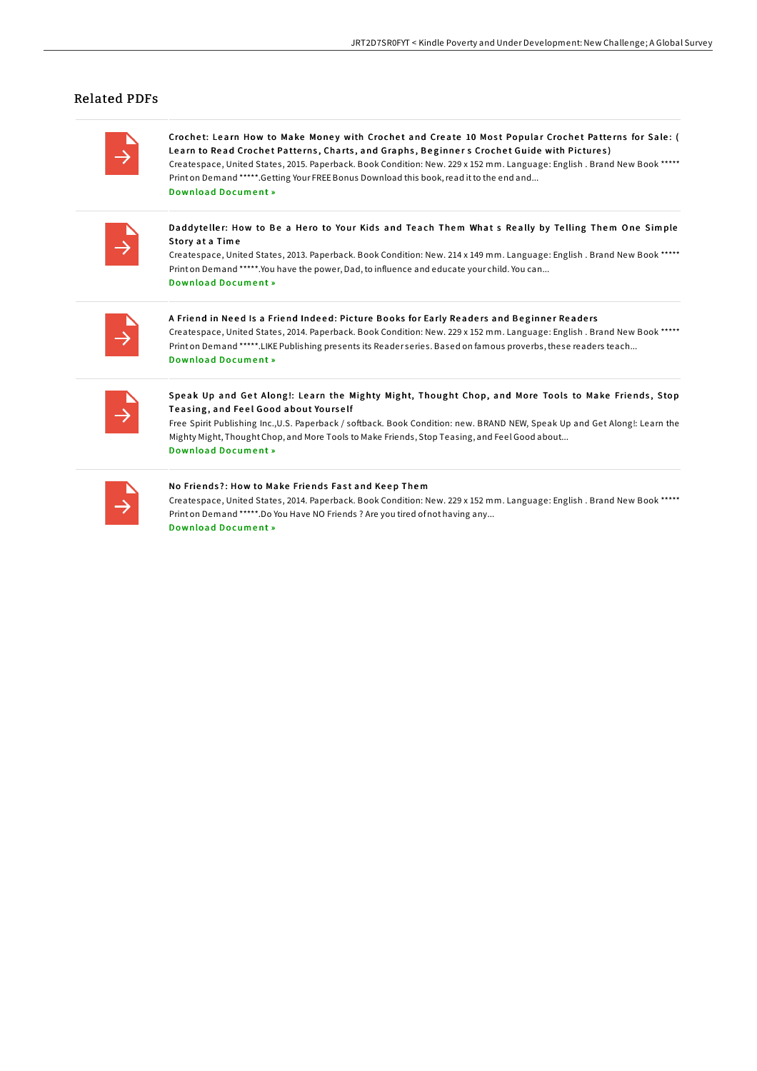## Related PDFs

**Crochet: Learn How to Make Money with Crochet and Create 10 Most Popular Crochet Patterns for Sale: ( Learn to Read Crochet Patterns, Charts, and Graphs, Beginner s Crochet Guide with Pictures)**

Createspace, United States, 2015. Paperback. Book Condition: New. 229 x 152 mm. Language: English . Brand New Book ***** Print on Demand *****.Getting Your FREE Bonus Download this book, read it to the end and...

Download Document »

**Daddyteller: How to Be a Hero to Your Kids and Teach Them What s Really by Telling Them One Simple Story at a Time**

Createspace, United States, 2013. Paperback. Book Condition: New. 214 x 149 mm. Language: English . Brand New Book ***** Print on Demand *****.You have the power, Dad, to influence and educate your child. You can...

Download Document »

**A Friend in Need Is a Friend Indeed: Picture Books for Early Readers and Beginner Readers**

Createspace, United States, 2014. Paperback. Book Condition: New. 229 x 152 mm. Language: English . Brand New Book ***** Print on Demand *****.LIKE Publishing presents its Reader series. Based on famous proverbs, these readers teach...

Download Document »

**Speak Up and Get Along!: Learn the Mighty Might, Thought Chop, and More Tools to Make Friends, Stop Teasing, and Feel Good about Yourself**

Free Spirit Publishing Inc.,U.S. Paperback / softback. Book Condition: new. BRAND NEW, Speak Up and Get Along!: Learn the Mighty Might, Thought Chop, and More Tools to Make Friends, Stop Teasing, and Feel Good about...

Download Document »

**No Friends?: How to Make Friends Fast and Keep Them**

Createspace, United States, 2014. Paperback. Book Condition: New. 229 x 152 mm. Language: English . Brand New Book ***** Print on Demand *****.Do You Have NO Friends ? Are you tired of not having any...

Download Document »